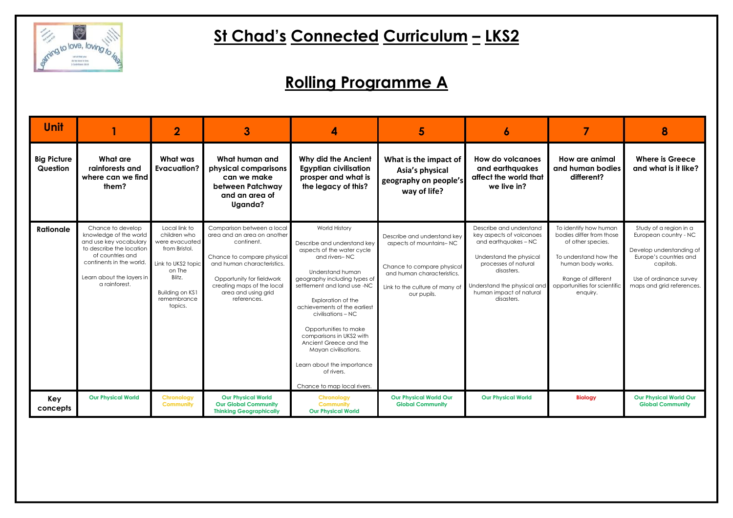# St Chad's Connected Curriculum – LKS2

## Rolling Programme A

| Unit | 1 | 2 | 3 | 4 | 5 | 6 | 7 | 8 |
|---|---|---|---|---|---|---|---|---|
| **Big Picture Question** | **What are rainforests and where can we find them?** | **What was Evacuation?** | **What human and physical comparisons can we make between Patchway and an area of Uganda?** | **Why did the Ancient Egyptian civilisation prosper and what is the legacy of this?** | **What is the impact of Asia's physical geography on people's way of life?** | **How do volcanoes and earthquakes affect the world that we live in?** | **How are animal and human bodies different?** | **Where is Greece and what is it like?** |
| **Rationale** | Chance to develop knowledge of the world and use key vocabulary to describe the location of countries and continents in the world.<br><br>Learn about the layers in a rainforest. | Local link to children who were evacuated from Bristol.<br><br>Link to UKS2 topic on The Blitz.<br><br>Building on KS1 remembrance topics. | Comparison between a local area and an area on another continent.<br><br>Chance to compare physical and human characteristics.<br><br>Opportunity for fieldwork creating maps of the local area and using grid references. | World History<br><br>Describe and understand key aspects of the water cycle and rivers– NC<br><br>Understand human geography including types of settlement and land use -NC<br><br>Exploration of the achievements of the earliest civilisations – NC<br><br>Opportunities to make comparisons in UKS2 with Ancient Greece and the Mayan civilisations.<br><br>Learn about the importance of rivers.<br><br>Chance to map local rivers. | Describe and understand key aspects of mountains– NC<br><br>Chance to compare physical and human characteristics.<br><br>Link to the culture of many of our pupils. | Describe and understand key aspects of volcanoes and earthquakes – NC<br><br>Understand the physical processes of natural disasters.<br><br>Understand the physical and human impact of natural disasters. | To identify how human bodies differ from those of other species.<br><br>To understand how the human body works.<br><br>Range of different opportunities for scientific enquiry. | Study of a region in a European country - NC<br><br>Develop understanding of Europe's countries and capitals.<br><br>Use of ordinance survey maps and grid references. |
| **Key concepts** | Our Physical World | Chronology<br>Community | Our Physical World<br>Our Global Community<br>Thinking Geographically | Chronology<br>Community<br>Our Physical World | Our Physical World Our Global Community | Our Physical World | Biology | Our Physical World Our Global Community |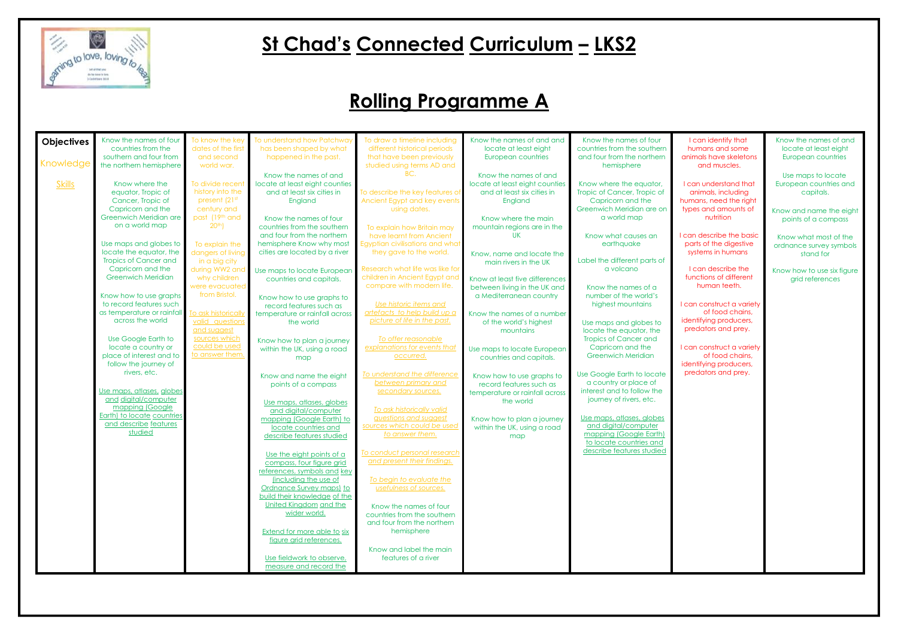# St Chad's Connected Curriculum – LKS2

## Rolling Programme A

| **Objectives**<br><br>Knowledge<br><br>Skills | | | | | | | | |
|---|---|---|---|---|---|---|---|---|
| | Know the names of four countries from the southern and four from the northern hemisphere<br><br>Know where the equator, Tropic of Cancer, Tropic of Capricorn and the Greenwich Meridian are on a world map<br><br>Use maps and globes to locate the equator, the Tropics of Cancer and Capricorn and the Greenwich Meridian<br><br>Know how to use graphs to record features such as temperature or rainfall across the world<br><br>Use Google Earth to locate a country or place of interest and to follow the journey of rivers, etc.<br><br>Use maps, atlases, globes and digital/computer mapping (Google Earth) to locate countries and describe features studied | To know the key dates of the first and second world war.<br><br>To divide recent history into the present (21st century and past (19th and 20th)<br><br>To explain the dangers of living in a big city during WW2 and why children were evacuated from Bristol.<br><br>To ask historically valid questions and suggest sources which could be used to answer them. | To understand how Patchway has been shaped by what happened in the past.<br><br>Know the names of and locate at least eight counties and at least six cities in England<br><br>Know the names of four countries from the southern and four from the northern hemisphere Know why most cities are located by a river<br><br>Use maps to locate European countries and capitals.<br><br>Know how to use graphs to record features such as temperature or rainfall across the world<br><br>Know how to plan a journey within the UK, using a road map<br><br>Know and name the eight points of a compass<br><br>Use maps, atlases, globes and digital/computer mapping (Google Earth) to locate countries and describe features studied<br><br>Use the eight points of a compass, four figure grid references, symbols and key (including the use of Ordnance Survey maps) to build their knowledge of the United Kingdom and the wider world.<br><br>Extend for more able to six figure grid references.<br><br>Use fieldwork to observe, measure and record the | To draw a timeline including different historical periods that have been previously studied using terms AD and BC.<br><br>To describe the key features of Ancient Egypt and key events using dates.<br><br>To explain how Britain may have learnt from Ancient Egyptian civilisations and what they gave to the world.<br><br>Research what life was like for children in Ancient Egypt and compare with modern life.<br><br>Use historic items and artefacts to help build up a picture of life in the past.<br><br>To offer reasonable explanations for events that occurred.<br><br>To understand the difference between primary and secondary sources.<br><br>To ask historically valid questions and suggest sources which could be used to answer them.<br><br>To conduct personal research and present their findings.<br><br>To begin to evaluate the usefulness of sources.<br><br>Know the names of four countries from the southern and four from the northern hemisphere<br><br>Know and label the main features of a river | Know the names of and and locate at least eight European countries<br><br>Know the names of and locate at least eight counties and at least six cities in England<br><br>Know where the main mountain regions are in the UK<br><br>Know, name and locate the main rivers in the UK<br><br>Know at least five differences between living in the UK and a Mediterranean country<br><br>Know the names of a number of the world's highest mountains<br><br>Use maps to locate European countries and capitals.<br><br>Know how to use graphs to record features such as temperature or rainfall across the world<br><br>Know how to plan a journey within the UK, using a road map | Know the names of four countries from the southern and four from the northern hemisphere<br><br>Know where the equator, Tropic of Cancer, Tropic of Capricorn and the Greenwich Meridian are on a world map<br><br>Know what causes an earthquake<br><br>Label the different parts of a volcano<br><br>Know the names of a number of the world's highest mountains<br><br>Use maps and globes to locate the equator, the Tropics of Cancer and Capricorn and the Greenwich Meridian<br><br>Use Google Earth to locate a country or place of interest and to follow the journey of rivers, etc.<br><br>Use maps, atlases, globes and digital/computer mapping (Google Earth) to locate countries and describe features studied | I can identify that humans and some animals have skeletons and muscles.<br><br>I can understand that animals, including humans, need the right types and amounts of nutrition<br><br>I can describe the basic parts of the digestive systems in humans<br><br>I can describe the functions of different human teeth.<br><br>I can construct a variety of food chains, identifying producers, predators and prey.<br><br>I can construct a variety of food chains, identifying producers, predators and prey. | Know the names of and locate at least eight European countries<br><br>Use maps to locate European countries and capitals.<br><br>Know and name the eight points of a compass<br><br>Know what most of the ordnance survey symbols stand for<br><br>Know how to use six figure grid references |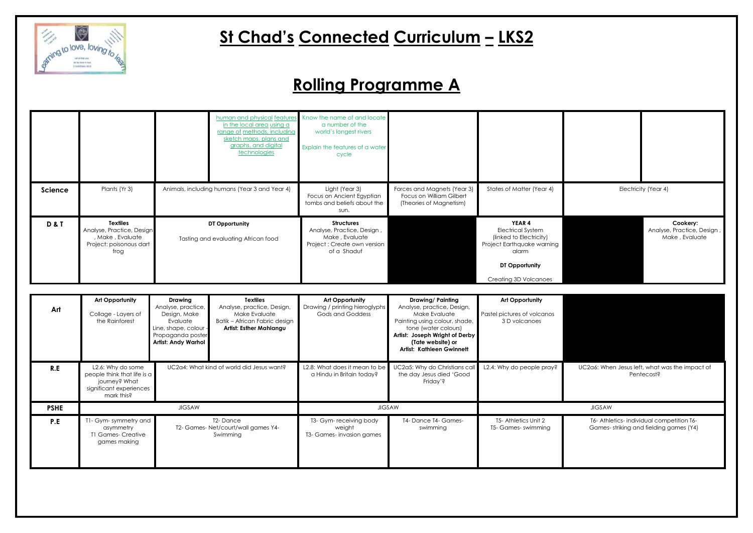# St Chad's Connected Curriculum – LKS2

## Rolling Programme A

| | | | | | | | | |
|---|---|---|---|---|---|---|---|---|
| | | | human and physical features in the local area using a range of methods, including sketch maps, plans and graphs, and digital technologies | Know the name of and locate a number of the world's longest rivers<br><br>Explain the features of a water cycle | | | | |
| **Science** | Plants (Yr 3) | Animals, including humans (Year 3 and Year 4) | | Light (Year 3)<br>Focus on Ancient Egyptian tombs and beliefs about the sun. | Forces and Magnets (Year 3)<br>Focus on William Gilbert (Theories of Magnetism) | States of Matter (Year 4) | Electricity (Year 4) | |
| **D & T** | **Textiles**<br>Analyse, Practice, Design , Make , Evaluate<br>Project: poisonous dart frog | **DT Opportunity**<br><br>Tasting and evaluating African food | | **Structures**<br>Analyse, Practice, Design , Make , Evaluate<br>Project : Create own version of a Shaduf | | **YEAR 4**<br>Electrical System (linked to Electricity)<br>Project Earthquake warning alarm<br><br>**DT Opportunity**<br><br>Creating 3D Volcanoes | | **Cookery:**<br>Analyse, Practice, Design , Make , Evaluate |

| | | | | | | | |
|---|---|---|---|---|---|---|---|
| **Art** | **Art Opportunity**<br><br>Collage - Layers of the Rainforest | **Drawing**<br>Analyse, practice, Design, Make Evaluate<br>Line, shape, colour - Propaganda poster<br>**Artist: Andy Warhol** | **Textiles**<br>Analyse, practice, Design, Make Evaluate<br>Batik – African Fabric design<br>**Artist: Esther Mahlangu** | **Art Opportunity**<br>Drawing / printing hieroglyphs Gods and Goddess | **Drawing/ Painting**<br>Analyse, practice, Design, Make Evaluate<br>Painting using colour, shade, tone (water colours)<br>**Artist: Joseph Wright of Derby (Tate website) or**<br>**Artist: Kathleen Gwinnett** | **Art Opportunity**<br><br>Pastel pictures of volcanos 3 D volcanoes | |
| **R.E** | L2.6: Why do some people think that life is a journey? What significant experiences mark this? | UC2a4: What kind of world did Jesus want? | | L2.8: What does it mean to be a Hindu in Britain today? | UC2a5: Why do Christians call the day Jesus died 'Good Friday'? | L2.4: Why do people pray? | UC2a6: When Jesus left, what was the impact of Pentecost? |
| **PSHE** | JIGSAW | | | JIGSAW | | JIGSAW | |
| **P.E** | T1- Gym- symmetry and asymmetry<br>T1 Games- Creative games making | T2- Dance<br>T2- Games- Net/court/wall games Y4- Swimming | | T3- Gym- receiving body weight<br>T3- Games- invasion games | T4- Dance T4- Games- swimming | T5- Athletics Unit 2<br>T5- Games- swimming | T6- Athletics- individual competition T6- Games- striking and fielding games (Y4) |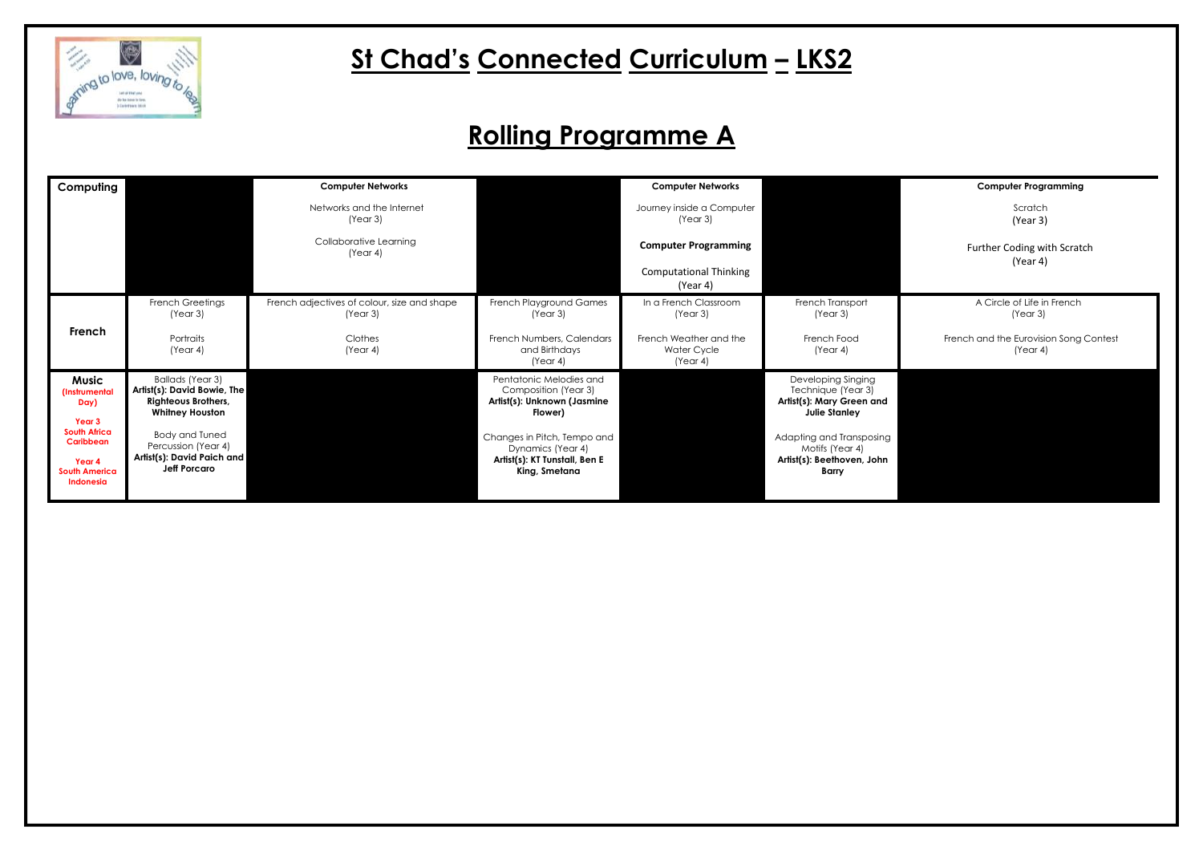# St Chad's Connected Curriculum – LKS2

# Rolling Programme A

| | | | | | | |
|---|---|---|---|---|---|---|
| **Computing** | | **Computer Networks**<br>Networks and the Internet (Year 3)<br>Collaborative Learning (Year 4) | | **Computer Networks**<br>Journey inside a Computer (Year 3)<br>**Computer Programming**<br>Computational Thinking (Year 4) | | **Computer Programming**<br>Scratch (Year 3)<br>Further Coding with Scratch (Year 4) |
| **French** | French Greetings (Year 3)<br>Portraits (Year 4) | French adjectives of colour, size and shape (Year 3)<br>Clothes (Year 4) | French Playground Games (Year 3)<br>French Numbers, Calendars and Birthdays (Year 4) | In a French Classroom (Year 3)<br>French Weather and the Water Cycle (Year 4) | French Transport (Year 3)<br>French Food (Year 4) | A Circle of Life in French (Year 3)<br>French and the Eurovision Song Contest (Year 4) |
| **Music** (Instrumental Day)<br>Year 3 South Africa Caribbean<br>Year 4 South America Indonesia | Ballads (Year 3) **Artist(s): David Bowie, The Righteous Brothers, Whitney Houston**<br>Body and Tuned Percussion (Year 4) **Artist(s): David Paich and Jeff Porcaro** | | Pentatonic Melodies and Composition (Year 3) **Artist(s): Unknown (Jasmine Flower)**<br>Changes in Pitch, Tempo and Dynamics (Year 4) **Artist(s): KT Tunstall, Ben E King, Smetana** | | Developing Singing Technique (Year 3) **Artist(s): Mary Green and Julie Stanley**<br>Adapting and Transposing Motifs (Year 4) **Artist(s): Beethoven, John Barry** | |